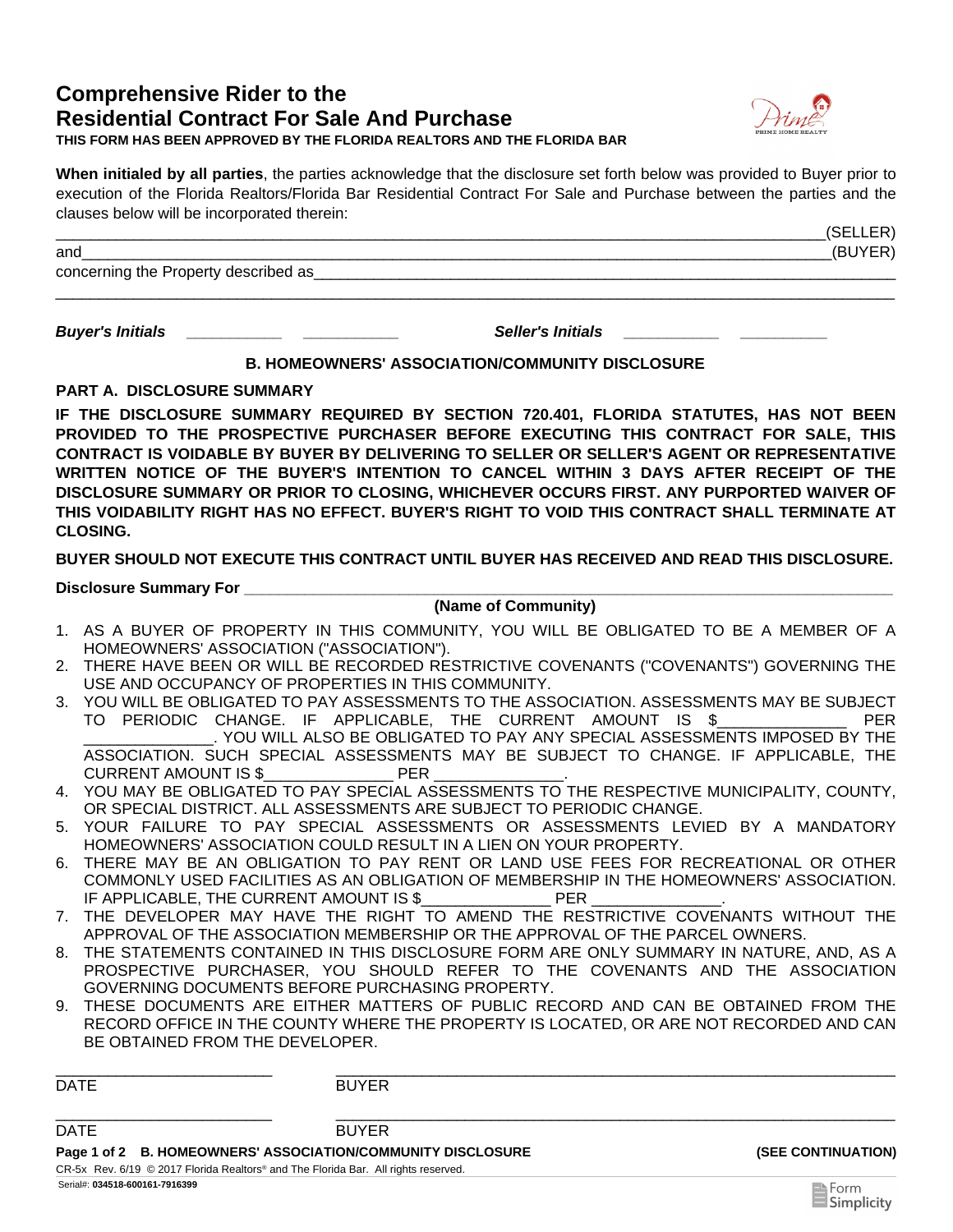# Comprehensive Rider to the Residential Contract For Sale And Purchase

**THIS FORM HAS BEEN APPROVED BY THE FLORIDA REALTORS AND THE FLORIDA BAR**

**When initialed by all parties**, the parties acknowledge that the disclosure set forth below was provided to Buyer prior to execution of the Florida Realtors/Florida Bar Residential Contract For Sale and Purchase between the parties and the clauses below will be incorporated therein:

______________________________________________________________________________(SELLER)

and____________________________________________________________________________(BUYER)

concerning the Property described as_______________________________________________________

_____________________________________________________________________________________

***Buyer's Initials*** ___________ ___________ ***Seller's Initials*** ___________ __________

## B. HOMEOWNERS' ASSOCIATION/COMMUNITY DISCLOSURE

### PART A. DISCLOSURE SUMMARY

**IF THE DISCLOSURE SUMMARY REQUIRED BY SECTION 720.401, FLORIDA STATUTES, HAS NOT BEEN PROVIDED TO THE PROSPECTIVE PURCHASER BEFORE EXECUTING THIS CONTRACT FOR SALE, THIS CONTRACT IS VOIDABLE BY BUYER BY DELIVERING TO SELLER OR SELLER'S AGENT OR REPRESENTATIVE WRITTEN NOTICE OF THE BUYER'S INTENTION TO CANCEL WITHIN 3 DAYS AFTER RECEIPT OF THE DISCLOSURE SUMMARY OR PRIOR TO CLOSING, WHICHEVER OCCURS FIRST. ANY PURPORTED WAIVER OF THIS VOIDABILITY RIGHT HAS NO EFFECT. BUYER'S RIGHT TO VOID THIS CONTRACT SHALL TERMINATE AT CLOSING.**

**BUYER SHOULD NOT EXECUTE THIS CONTRACT UNTIL BUYER HAS RECEIVED AND READ THIS DISCLOSURE.**

**Disclosure Summary For** ______________________________________________________________

**(Name of Community)**

1. AS A BUYER OF PROPERTY IN THIS COMMUNITY, YOU WILL BE OBLIGATED TO BE A MEMBER OF A HOMEOWNERS' ASSOCIATION ("ASSOCIATION").
2. THERE HAVE BEEN OR WILL BE RECORDED RESTRICTIVE COVENANTS ("COVENANTS") GOVERNING THE USE AND OCCUPANCY OF PROPERTIES IN THIS COMMUNITY.
3. YOU WILL BE OBLIGATED TO PAY ASSESSMENTS TO THE ASSOCIATION. ASSESSMENTS MAY BE SUBJECT TO PERIODIC CHANGE. IF APPLICABLE, THE CURRENT AMOUNT IS $_______________ PER _______________. YOU WILL ALSO BE OBLIGATED TO PAY ANY SPECIAL ASSESSMENTS IMPOSED BY THE ASSOCIATION. SUCH SPECIAL ASSESSMENTS MAY BE SUBJECT TO CHANGE. IF APPLICABLE, THE CURRENT AMOUNT IS $_______________ PER _______________.
4. YOU MAY BE OBLIGATED TO PAY SPECIAL ASSESSMENTS TO THE RESPECTIVE MUNICIPALITY, COUNTY, OR SPECIAL DISTRICT. ALL ASSESSMENTS ARE SUBJECT TO PERIODIC CHANGE.
5. YOUR FAILURE TO PAY SPECIAL ASSESSMENTS OR ASSESSMENTS LEVIED BY A MANDATORY HOMEOWNERS' ASSOCIATION COULD RESULT IN A LIEN ON YOUR PROPERTY.
6. THERE MAY BE AN OBLIGATION TO PAY RENT OR LAND USE FEES FOR RECREATIONAL OR OTHER COMMONLY USED FACILITIES AS AN OBLIGATION OF MEMBERSHIP IN THE HOMEOWNERS' ASSOCIATION. IF APPLICABLE, THE CURRENT AMOUNT IS $_______________ PER _______________.
7. THE DEVELOPER MAY HAVE THE RIGHT TO AMEND THE RESTRICTIVE COVENANTS WITHOUT THE APPROVAL OF THE ASSOCIATION MEMBERSHIP OR THE APPROVAL OF THE PARCEL OWNERS.
8. THE STATEMENTS CONTAINED IN THIS DISCLOSURE FORM ARE ONLY SUMMARY IN NATURE, AND, AS A PROSPECTIVE PURCHASER, YOU SHOULD REFER TO THE COVENANTS AND THE ASSOCIATION GOVERNING DOCUMENTS BEFORE PURCHASING PROPERTY.
9. THESE DOCUMENTS ARE EITHER MATTERS OF PUBLIC RECORD AND CAN BE OBTAINED FROM THE RECORD OFFICE IN THE COUNTY WHERE THE PROPERTY IS LOCATED, OR ARE NOT RECORDED AND CAN BE OBTAINED FROM THE DEVELOPER.

_________________________ ________________________________________________________________

DATE BUYER

_________________________ ________________________________________________________________

DATE BUYER

**B. HOMEOWNERS' ASSOCIATION/COMMUNITY DISCLOSURE** **(SEE CONTINUATION)**

CR-5x Rev. 6/19 © 2017 Florida Realtors® and The Florida Bar. All rights reserved.

Serial#: **034518-600161-7916399**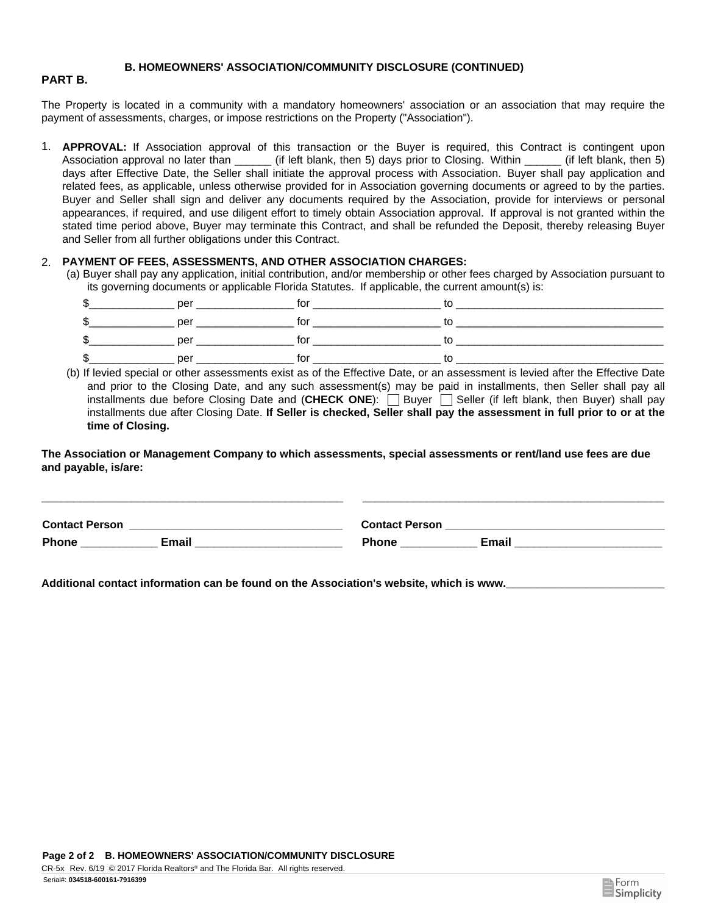## B. HOMEOWNERS' ASSOCIATION/COMMUNITY DISCLOSURE (CONTINUED)

**PART B.**

The Property is located in a community with a mandatory homeowners' association or an association that may require the payment of assessments, charges, or impose restrictions on the Property ("Association").

1. **APPROVAL:** If Association approval of this transaction or the Buyer is required, this Contract is contingent upon Association approval no later than ______ (if left blank, then 5) days prior to Closing. Within ______ (if left blank, then 5) days after Effective Date, the Seller shall initiate the approval process with Association. Buyer shall pay application and related fees, as applicable, unless otherwise provided for in Association governing documents or agreed to by the parties. Buyer and Seller shall sign and deliver any documents required by the Association, provide for interviews or personal appearances, if required, and use diligent effort to timely obtain Association approval. If approval is not granted within the stated time period above, Buyer may terminate this Contract, and shall be refunded the Deposit, thereby releasing Buyer and Seller from all further obligations under this Contract.

2. **PAYMENT OF FEES, ASSESSMENTS, AND OTHER ASSOCIATION CHARGES:**
   (a) Buyer shall pay any application, initial contribution, and/or membership or other fees charged by Association pursuant to its governing documents or applicable Florida Statutes. If applicable, the current amount(s) is:

   $______________ per ________________ for _____________________ to ___________________________________

   $______________ per ________________ for _____________________ to ___________________________________

   $______________ per ________________ for _____________________ to ___________________________________

   $______________ per ________________ for _____________________ to ___________________________________

   (b) If levied special or other assessments exist as of the Effective Date, or an assessment is levied after the Effective Date and prior to the Closing Date, and any such assessment(s) may be paid in installments, then Seller shall pay all installments due before Closing Date and (**CHECK ONE**): ☐ Buyer ☐ Seller (if left blank, then Buyer) shall pay installments due after Closing Date. **If Seller is checked, Seller shall pay the assessment in full prior to or at the time of Closing.**

**The Association or Management Company to which assessments, special assessments or rent/land use fees are due and payable, is/are:**

_____________________________________________________ _____________________________________________________

**Contact Person** ___________________________________ **Contact Person** ___________________________________

**Phone** ____________ **Email** ________________________ **Phone** ____________ **Email** ________________________

**Additional contact information can be found on the Association's website, which is www.**__________________________

CR-5x Rev. 6/19 © 2017 Florida Realtors® and The Florida Bar. All rights reserved.

Serial#: **034518-600161-7916399**